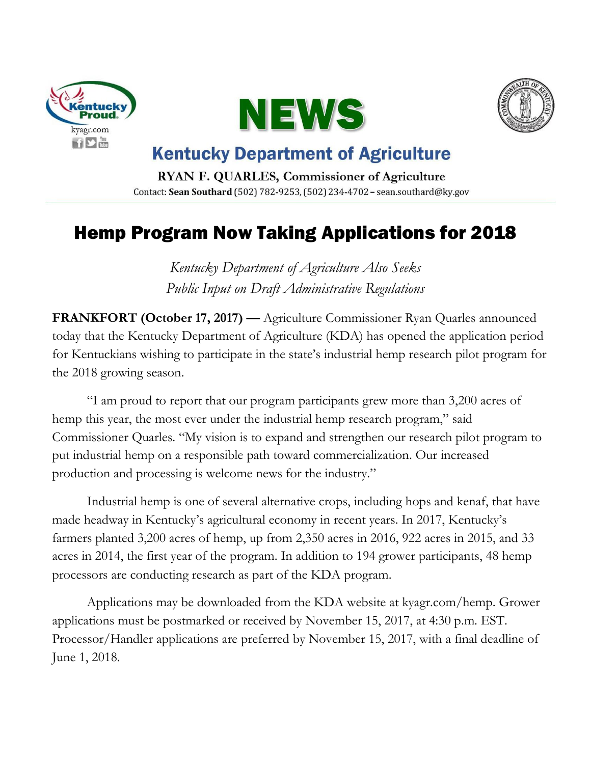Kentucky Proud
kyagr.com

# NEWS

## Kentucky Department of Agriculture

**RYAN F. QUARLES, Commissioner of Agriculture**

Contact: **Sean Southard** (502) 782-9253, (502) 234-4702 – sean.southard@ky.gov

# Hemp Program Now Taking Applications for 2018

*Kentucky Department of Agriculture Also Seeks Public Input on Draft Administrative Regulations*

**FRANKFORT (October 17, 2017) —** Agriculture Commissioner Ryan Quarles announced today that the Kentucky Department of Agriculture (KDA) has opened the application period for Kentuckians wishing to participate in the state's industrial hemp research pilot program for the 2018 growing season.

"I am proud to report that our program participants grew more than 3,200 acres of hemp this year, the most ever under the industrial hemp research program," said Commissioner Quarles. "My vision is to expand and strengthen our research pilot program to put industrial hemp on a responsible path toward commercialization. Our increased production and processing is welcome news for the industry."

Industrial hemp is one of several alternative crops, including hops and kenaf, that have made headway in Kentucky's agricultural economy in recent years. In 2017, Kentucky's farmers planted 3,200 acres of hemp, up from 2,350 acres in 2016, 922 acres in 2015, and 33 acres in 2014, the first year of the program. In addition to 194 grower participants, 48 hemp processors are conducting research as part of the KDA program.

Applications may be downloaded from the KDA website at kyagr.com/hemp. Grower applications must be postmarked or received by November 15, 2017, at 4:30 p.m. EST. Processor/Handler applications are preferred by November 15, 2017, with a final deadline of June 1, 2018.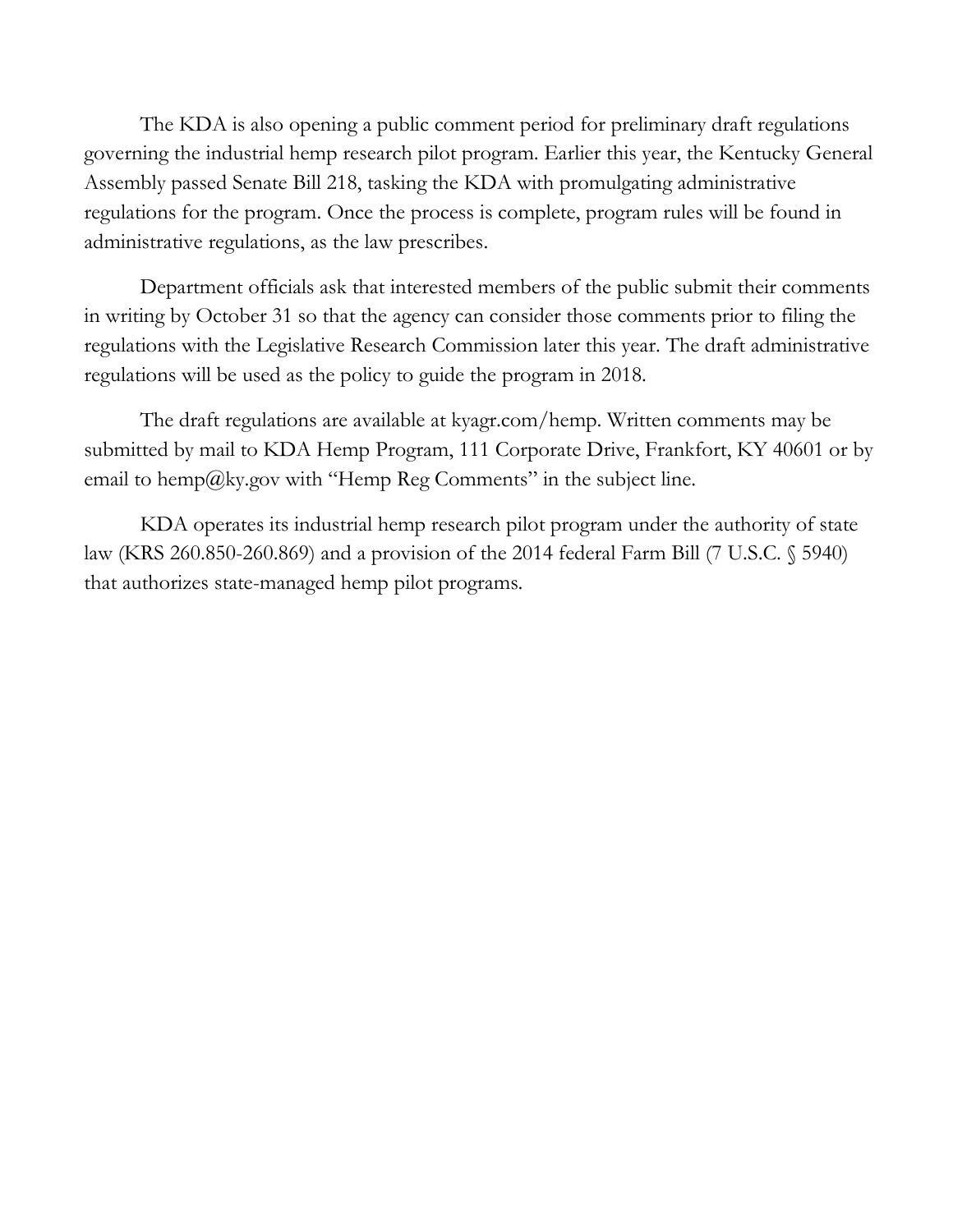The KDA is also opening a public comment period for preliminary draft regulations governing the industrial hemp research pilot program. Earlier this year, the Kentucky General Assembly passed Senate Bill 218, tasking the KDA with promulgating administrative regulations for the program. Once the process is complete, program rules will be found in administrative regulations, as the law prescribes.

Department officials ask that interested members of the public submit their comments in writing by October 31 so that the agency can consider those comments prior to filing the regulations with the Legislative Research Commission later this year. The draft administrative regulations will be used as the policy to guide the program in 2018.

The draft regulations are available at kyagr.com/hemp. Written comments may be submitted by mail to KDA Hemp Program, 111 Corporate Drive, Frankfort, KY 40601 or by email to hemp@ky.gov with "Hemp Reg Comments" in the subject line.

KDA operates its industrial hemp research pilot program under the authority of state law (KRS 260.850-260.869) and a provision of the 2014 federal Farm Bill (7 U.S.C. § 5940) that authorizes state-managed hemp pilot programs.